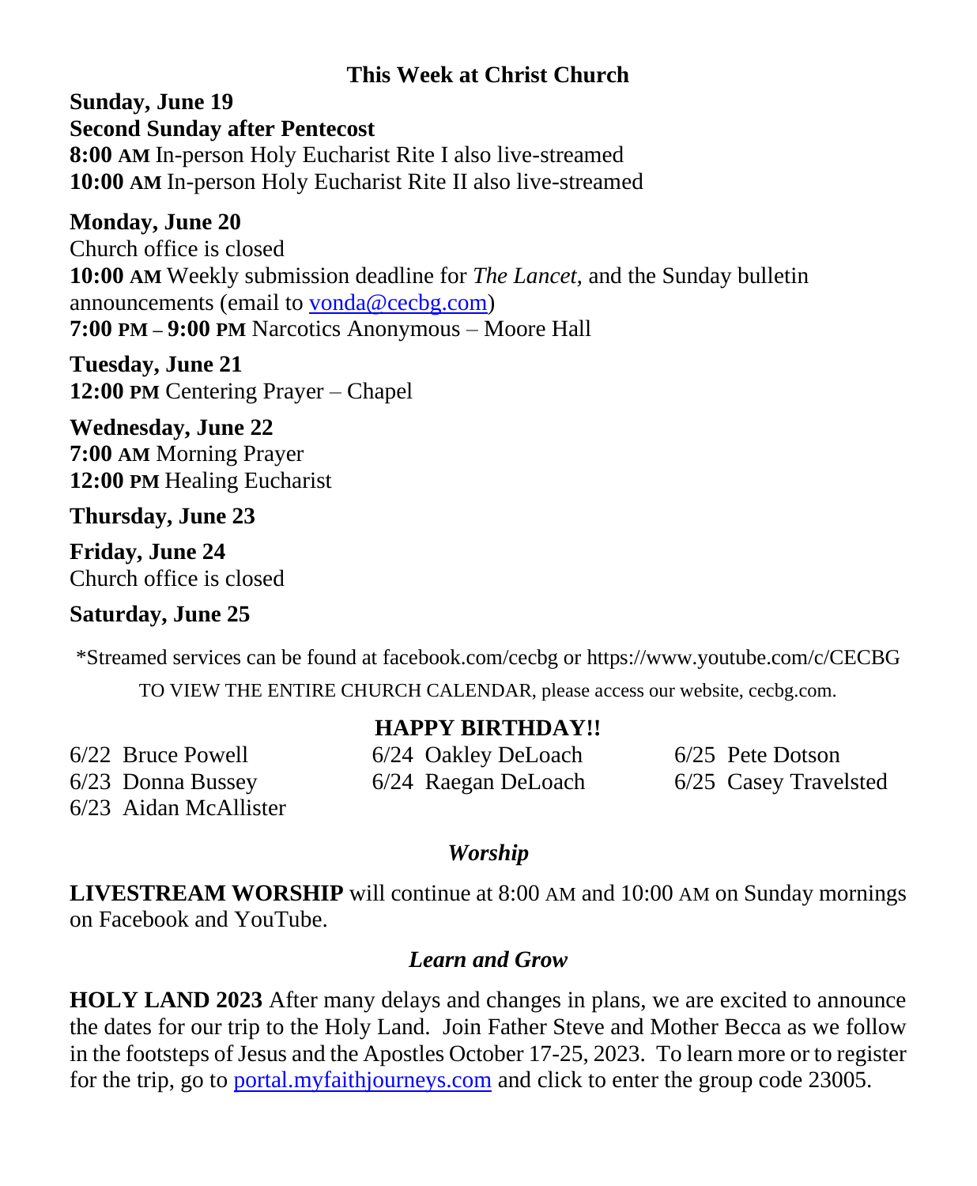## This Week at Christ Church

**Sunday, June 19**
**Second Sunday after Pentecost**
**8:00 AM** In-person Holy Eucharist Rite I also live-streamed
**10:00 AM** In-person Holy Eucharist Rite II also live-streamed

**Monday, June 20**
Church office is closed
**10:00 AM** Weekly submission deadline for *The Lancet*, and the Sunday bulletin announcements (email to vonda@cecbg.com)
**7:00 PM – 9:00 PM** Narcotics Anonymous – Moore Hall

**Tuesday, June 21**
**12:00 PM** Centering Prayer – Chapel

**Wednesday, June 22**
**7:00 AM** Morning Prayer
**12:00 PM** Healing Eucharist

**Thursday, June 23**

**Friday, June 24**
Church office is closed

**Saturday, June 25**

*Streamed services can be found at facebook.com/cecbg or https://www.youtube.com/c/CECBG

TO VIEW THE ENTIRE CHURCH CALENDAR, please access our website, cecbg.com.

### HAPPY BIRTHDAY!!

6/22 Bruce Powell
6/23 Donna Bussey
6/23 Aidan McAllister
6/24 Oakley DeLoach
6/24 Raegan DeLoach
6/25 Pete Dotson
6/25 Casey Travelsted

### *Worship*

**LIVESTREAM WORSHIP** will continue at 8:00 AM and 10:00 AM on Sunday mornings on Facebook and YouTube.

### *Learn and Grow*

**HOLY LAND 2023** After many delays and changes in plans, we are excited to announce the dates for our trip to the Holy Land. Join Father Steve and Mother Becca as we follow in the footsteps of Jesus and the Apostles October 17-25, 2023. To learn more or to register for the trip, go to portal.myfaithjourneys.com and click to enter the group code 23005.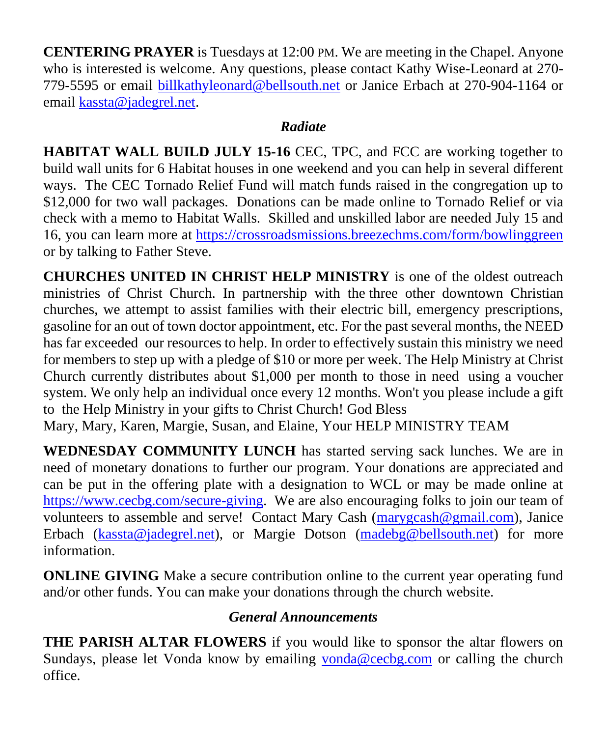**CENTERING PRAYER** is Tuesdays at 12:00 PM. We are meeting in the Chapel. Anyone who is interested is welcome. Any questions, please contact Kathy Wise-Leonard at 270-779-5595 or email billkathyleonard@bellsouth.net or Janice Erbach at 270-904-1164 or email kassta@jadegrel.net.

## *Radiate*

**HABITAT WALL BUILD JULY 15-16** CEC, TPC, and FCC are working together to build wall units for 6 Habitat houses in one weekend and you can help in several different ways. The CEC Tornado Relief Fund will match funds raised in the congregation up to $12,000 for two wall packages. Donations can be made online to Tornado Relief or via check with a memo to Habitat Walls. Skilled and unskilled labor are needed July 15 and 16, you can learn more at https://crossroadsmissions.breezechms.com/form/bowlinggreen or by talking to Father Steve.

**CHURCHES UNITED IN CHRIST HELP MINISTRY** is one of the oldest outreach ministries of Christ Church. In partnership with the three other downtown Christian churches, we attempt to assist families with their electric bill, emergency prescriptions, gasoline for an out of town doctor appointment, etc. For the past several months, the NEED has far exceeded our resources to help. In order to effectively sustain this ministry we need for members to step up with a pledge of $10 or more per week. The Help Ministry at Christ Church currently distributes about $1,000 per month to those in need using a voucher system. We only help an individual once every 12 months. Won't you please include a gift to the Help Ministry in your gifts to Christ Church! God Bless
Mary, Mary, Karen, Margie, Susan, and Elaine, Your HELP MINISTRY TEAM

**WEDNESDAY COMMUNITY LUNCH** has started serving sack lunches. We are in need of monetary donations to further our program. Your donations are appreciated and can be put in the offering plate with a designation to WCL or may be made online at https://www.cecbg.com/secure-giving. We are also encouraging folks to join our team of volunteers to assemble and serve! Contact Mary Cash (marygcash@gmail.com), Janice Erbach (kassta@jadegrel.net), or Margie Dotson (madebg@bellsouth.net) for more information.

**ONLINE GIVING** Make a secure contribution online to the current year operating fund and/or other funds. You can make your donations through the church website.

## *General Announcements*

**THE PARISH ALTAR FLOWERS** if you would like to sponsor the altar flowers on Sundays, please let Vonda know by emailing vonda@cecbg.com or calling the church office.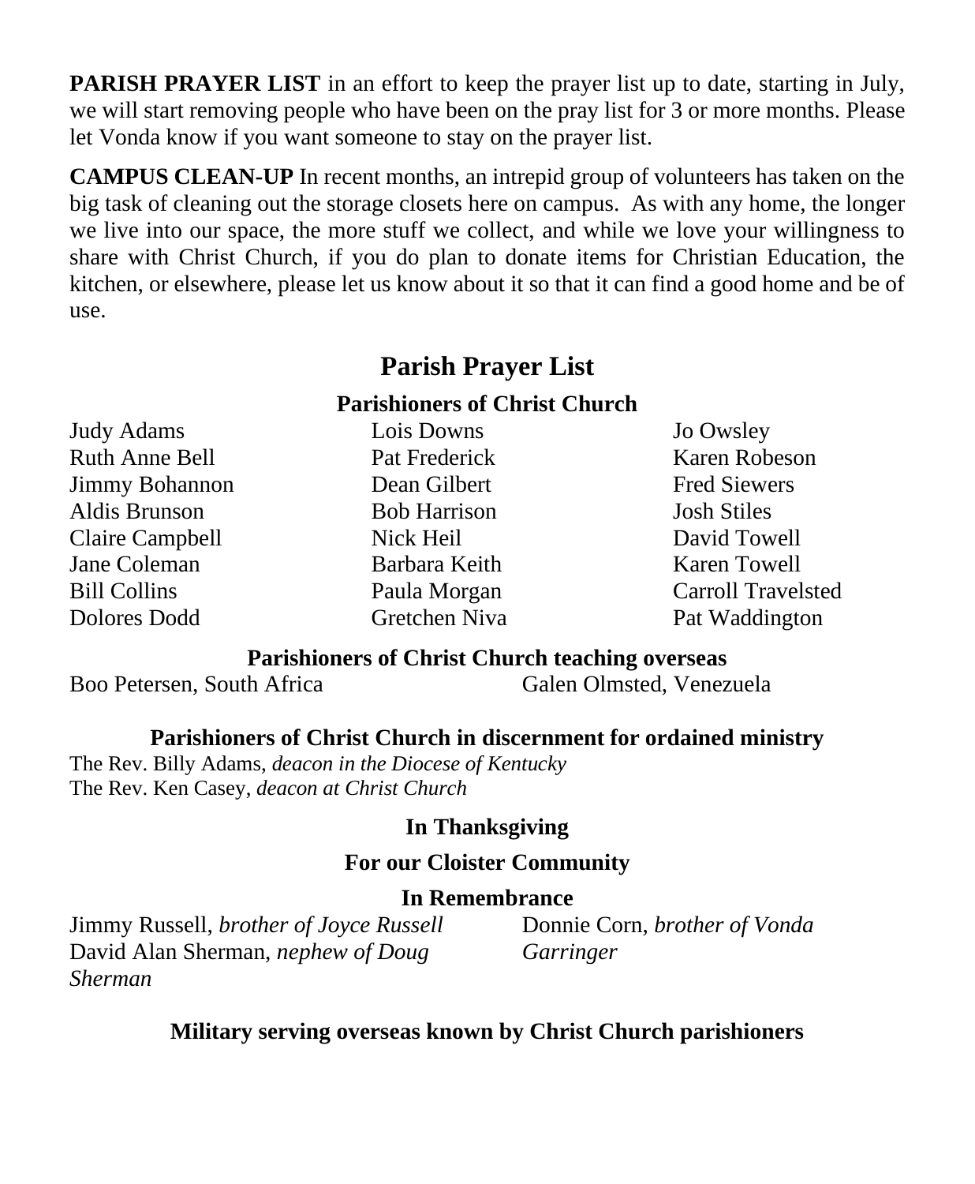**PARISH PRAYER LIST** in an effort to keep the prayer list up to date, starting in July, we will start removing people who have been on the pray list for 3 or more months. Please let Vonda know if you want someone to stay on the prayer list.

**CAMPUS CLEAN-UP** In recent months, an intrepid group of volunteers has taken on the big task of cleaning out the storage closets here on campus. As with any home, the longer we live into our space, the more stuff we collect, and while we love your willingness to share with Christ Church, if you do plan to donate items for Christian Education, the kitchen, or elsewhere, please let us know about it so that it can find a good home and be of use.

## Parish Prayer List

### Parishioners of Christ Church

Judy Adams
Ruth Anne Bell
Jimmy Bohannon
Aldis Brunson
Claire Campbell
Jane Coleman
Bill Collins
Dolores Dodd
Lois Downs
Pat Frederick
Dean Gilbert
Bob Harrison
Nick Heil
Barbara Keith
Paula Morgan
Gretchen Niva
Jo Owsley
Karen Robeson
Fred Siewers
Josh Stiles
David Towell
Karen Towell
Carroll Travelsted
Pat Waddington

### Parishioners of Christ Church teaching overseas

Boo Petersen, South Africa
Galen Olmsted, Venezuela

### Parishioners of Christ Church in discernment for ordained ministry

The Rev. Billy Adams, *deacon in the Diocese of Kentucky*
The Rev. Ken Casey, *deacon at Christ Church*

### In Thanksgiving

### For our Cloister Community

### In Remembrance

Jimmy Russell, *brother of Joyce Russell*
David Alan Sherman, *nephew of Doug Sherman*
Donnie Corn, *brother of Vonda Garringer*

### Military serving overseas known by Christ Church parishioners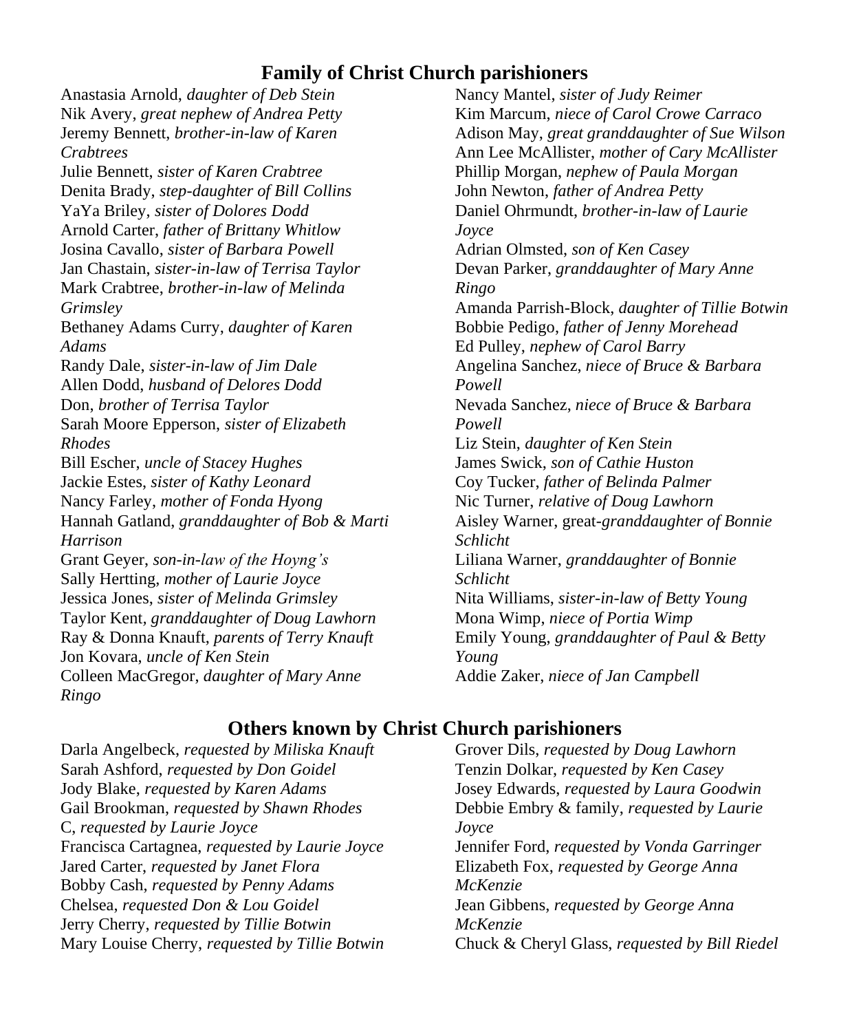## Family of Christ Church parishioners

Anastasia Arnold, *daughter of Deb Stein*
Nik Avery, *great nephew of Andrea Petty*
Jeremy Bennett, *brother-in-law of Karen Crabtrees*
Julie Bennett, *sister of Karen Crabtree*
Denita Brady, *step-daughter of Bill Collins*
YaYa Briley, *sister of Dolores Dodd*
Arnold Carter, *father of Brittany Whitlow*
Josina Cavallo, *sister of Barbara Powell*
Jan Chastain, *sister-in-law of Terrisa Taylor*
Mark Crabtree, *brother-in-law of Melinda Grimsley*
Bethaney Adams Curry, *daughter of Karen Adams*
Randy Dale, *sister-in-law of Jim Dale*
Allen Dodd, *husband of Delores Dodd*
Don, *brother of Terrisa Taylor*
Sarah Moore Epperson, *sister of Elizabeth Rhodes*
Bill Escher, *uncle of Stacey Hughes*
Jackie Estes, *sister of Kathy Leonard*
Nancy Farley, *mother of Fonda Hyong*
Hannah Gatland, *granddaughter of Bob & Marti Harrison*
Grant Geyer, *son-in-law of the Hoyng's*
Sally Hertting, *mother of Laurie Joyce*
Jessica Jones, *sister of Melinda Grimsley*
Taylor Kent, *granddaughter of Doug Lawhorn*
Ray & Donna Knauft, *parents of Terry Knauft*
Jon Kovara, *uncle of Ken Stein*
Colleen MacGregor, *daughter of Mary Anne Ringo*
Nancy Mantel, *sister of Judy Reimer*
Kim Marcum, *niece of Carol Crowe Carraco*
Adison May, *great granddaughter of Sue Wilson*
Ann Lee McAllister, *mother of Cary McAllister*
Phillip Morgan, *nephew of Paula Morgan*
John Newton, *father of Andrea Petty*
Daniel Ohrmundt, *brother-in-law of Laurie Joyce*
Adrian Olmsted, *son of Ken Casey*
Devan Parker, *granddaughter of Mary Anne Ringo*
Amanda Parrish-Block, *daughter of Tillie Botwin*
Bobbie Pedigo, *father of Jenny Morehead*
Ed Pulley, *nephew of Carol Barry*
Angelina Sanchez, *niece of Bruce & Barbara Powell*
Nevada Sanchez, *niece of Bruce & Barbara Powell*
Liz Stein, *daughter of Ken Stein*
James Swick, *son of Cathie Huston*
Coy Tucker, *father of Belinda Palmer*
Nic Turner, *relative of Doug Lawhorn*
Aisley Warner, great-*granddaughter of Bonnie Schlicht*
Liliana Warner, *granddaughter of Bonnie Schlicht*
Nita Williams, *sister-in-law of Betty Young*
Mona Wimp, *niece of Portia Wimp*
Emily Young, *granddaughter of Paul & Betty Young*
Addie Zaker, *niece of Jan Campbell*

## Others known by Christ Church parishioners

Darla Angelbeck, *requested by Miliska Knauft*
Sarah Ashford, *requested by Don Goidel*
Jody Blake, *requested by Karen Adams*
Gail Brookman, *requested by Shawn Rhodes*
C, *requested by Laurie Joyce*
Francisca Cartagnea, *requested by Laurie Joyce*
Jared Carter, *requested by Janet Flora*
Bobby Cash, *requested by Penny Adams*
Chelsea, *requested Don & Lou Goidel*
Jerry Cherry, *requested by Tillie Botwin*
Mary Louise Cherry, *requested by Tillie Botwin*
Grover Dils, *requested by Doug Lawhorn*
Tenzin Dolkar, *requested by Ken Casey*
Josey Edwards, *requested by Laura Goodwin*
Debbie Embry & family, *requested by Laurie Joyce*
Jennifer Ford, *requested by Vonda Garringer*
Elizabeth Fox, *requested by George Anna McKenzie*
Jean Gibbens, *requested by George Anna McKenzie*
Chuck & Cheryl Glass, *requested by Bill Riedel*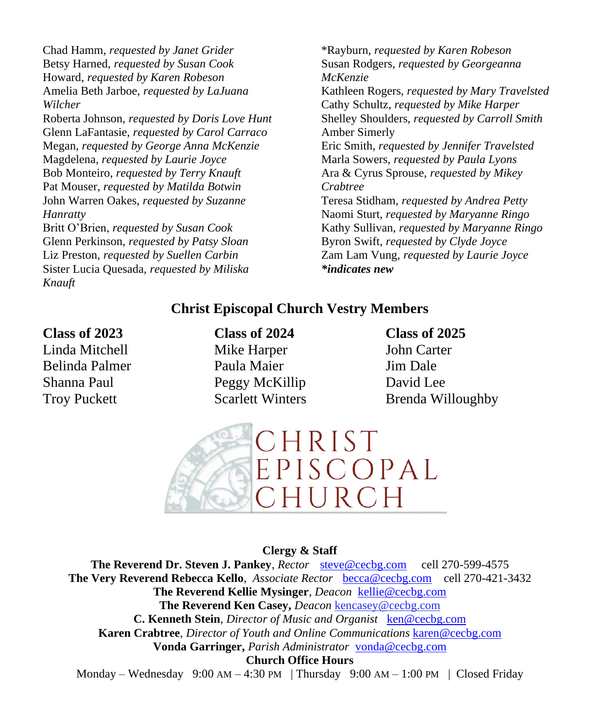Chad Hamm, *requested by Janet Grider*
Betsy Harned, *requested by Susan Cook*
Howard, *requested by Karen Robeson*
Amelia Beth Jarboe, *requested by LaJuana Wilcher*
Roberta Johnson, *requested by Doris Love Hunt*
Glenn LaFantasie, *requested by Carol Carraco*
Megan, *requested by George Anna McKenzie*
Magdelena, *requested by Laurie Joyce*
Bob Monteiro, *requested by Terry Knauft*
Pat Mouser, *requested by Matilda Botwin*
John Warren Oakes, *requested by Suzanne Hanratty*
Britt O'Brien, *requested by Susan Cook*
Glenn Perkinson, *requested by Patsy Sloan*
Liz Preston, *requested by Suellen Carbin*
Sister Lucia Quesada, *requested by Miliska Knauft*
*Rayburn, *requested by Karen Robeson*
Susan Rodgers, *requested by Georgeanna McKenzie*
Kathleen Rogers, *requested by Mary Travelsted*
Cathy Schultz, *requested by Mike Harper*
Shelley Shoulders, *requested by Carroll Smith*
Amber Simerly
Eric Smith, *requested by Jennifer Travelsted*
Marla Sowers, *requested by Paula Lyons*
Ara & Cyrus Sprouse, *requested by Mikey Crabtree*
Teresa Stidham, *requested by Andrea Petty*
Naomi Sturt, *requested by Maryanne Ringo*
Kathy Sullivan, *requested by Maryanne Ringo*
Byron Swift, *requested by Clyde Joyce*
Zam Lam Vung, *requested by Laurie Joyce*
***indicates new***

## Christ Episcopal Church Vestry Members

| Class of 2023 | Class of 2024 | Class of 2025 |
|---|---|---|
| Linda Mitchell | Mike Harper | John Carter |
| Belinda Palmer | Paula Maier | Jim Dale |
| Shanna Paul | Peggy McKillip | David Lee |
| Troy Puckett | Scarlett Winters | Brenda Willoughby |

CHRIST EPISCOPAL CHURCH

**Clergy & Staff**

**The Reverend Dr. Steven J. Pankey**, *Rector* steve@cecbg.com cell 270-599-4575
**The Very Reverend Rebecca Kello**, *Associate Rector* becca@cecbg.com cell 270-421-3432
**The Reverend Kellie Mysinger**, *Deacon* kellie@cecbg.com
**The Reverend Ken Casey,** *Deacon* kencasey@cecbg.com
**C. Kenneth Stein**, *Director of Music and Organist* ken@cecbg.com
**Karen Crabtree**, *Director of Youth and Online Communications* karen@cecbg.com
**Vonda Garringer,** *Parish Administrator* vonda@cecbg.com

**Church Office Hours**

Monday – Wednesday 9:00 AM – 4:30 PM | Thursday 9:00 AM – 1:00 PM | Closed Friday